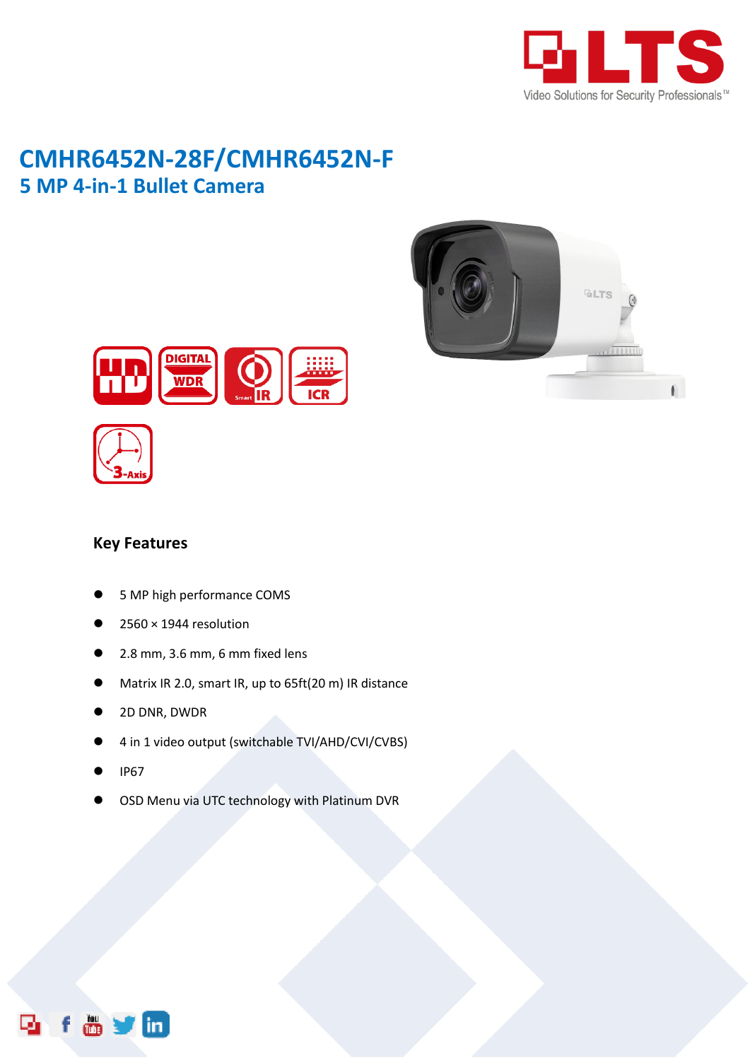# CMHR6452N-28F/CMHR6452N-F

## 5 MP 4-in-1 Bullet Camera

### Key Features

- 5 MP high performance COMS
- 2560 × 1944 resolution
- 2.8 mm, 3.6 mm, 6 mm fixed lens
- Matrix IR 2.0, smart IR, up to 65ft(20 m) IR distance
- 2D DNR, DWDR
- 4 in 1 video output (switchable TVI/AHD/CVI/CVBS)
- IP67
- OSD Menu via UTC technology with Platinum DVR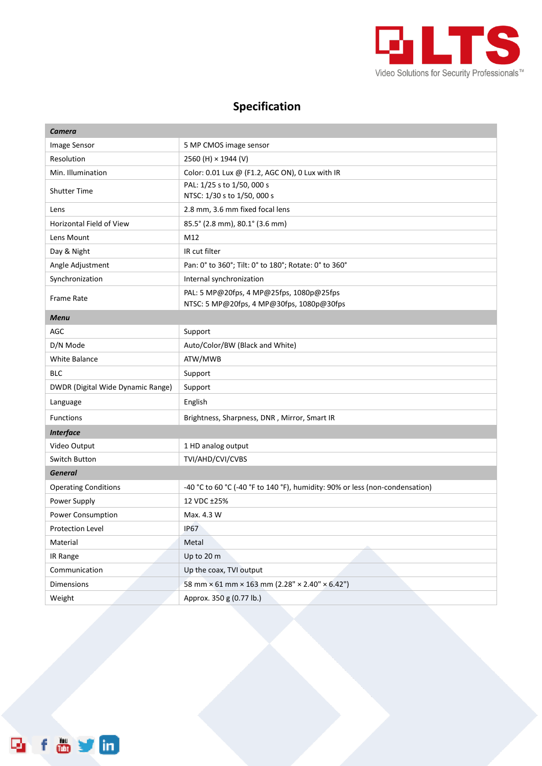# Specification

| **Camera** | |
|---|---|
| Image Sensor | 5 MP CMOS image sensor |
| Resolution | 2560 (H) × 1944 (V) |
| Min. Illumination | Color: 0.01 Lux @ (F1.2, AGC ON), 0 Lux with IR |
| Shutter Time | PAL: 1/25 s to 1/50, 000 s<br>NTSC: 1/30 s to 1/50, 000 s |
| Lens | 2.8 mm, 3.6 mm fixed focal lens |
| Horizontal Field of View | 85.5° (2.8 mm), 80.1° (3.6 mm) |
| Lens Mount | M12 |
| Day & Night | IR cut filter |
| Angle Adjustment | Pan: 0° to 360°; Tilt: 0° to 180°; Rotate: 0° to 360° |
| Synchronization | Internal synchronization |
| Frame Rate | PAL: 5 MP@20fps, 4 MP@25fps, 1080p@25fps<br>NTSC: 5 MP@20fps, 4 MP@30fps, 1080p@30fps |
| **Menu** | |
| AGC | Support |
| D/N Mode | Auto/Color/BW (Black and White) |
| White Balance | ATW/MWB |
| BLC | Support |
| DWDR (Digital Wide Dynamic Range) | Support |
| Language | English |
| Functions | Brightness, Sharpness, DNR , Mirror, Smart IR |
| **Interface** | |
| Video Output | 1 HD analog output |
| Switch Button | TVI/AHD/CVI/CVBS |
| **General** | |
| Operating Conditions | -40 °C to 60 °C (-40 °F to 140 °F), humidity: 90% or less (non-condensation) |
| Power Supply | 12 VDC ±25% |
| Power Consumption | Max. 4.3 W |
| Protection Level | IP67 |
| Material | Metal |
| IR Range | Up to 20 m |
| Communication | Up the coax, TVI output |
| Dimensions | 58 mm × 61 mm × 163 mm (2.28" × 2.40" × 6.42") |
| Weight | Approx. 350 g (0.77 lb.) |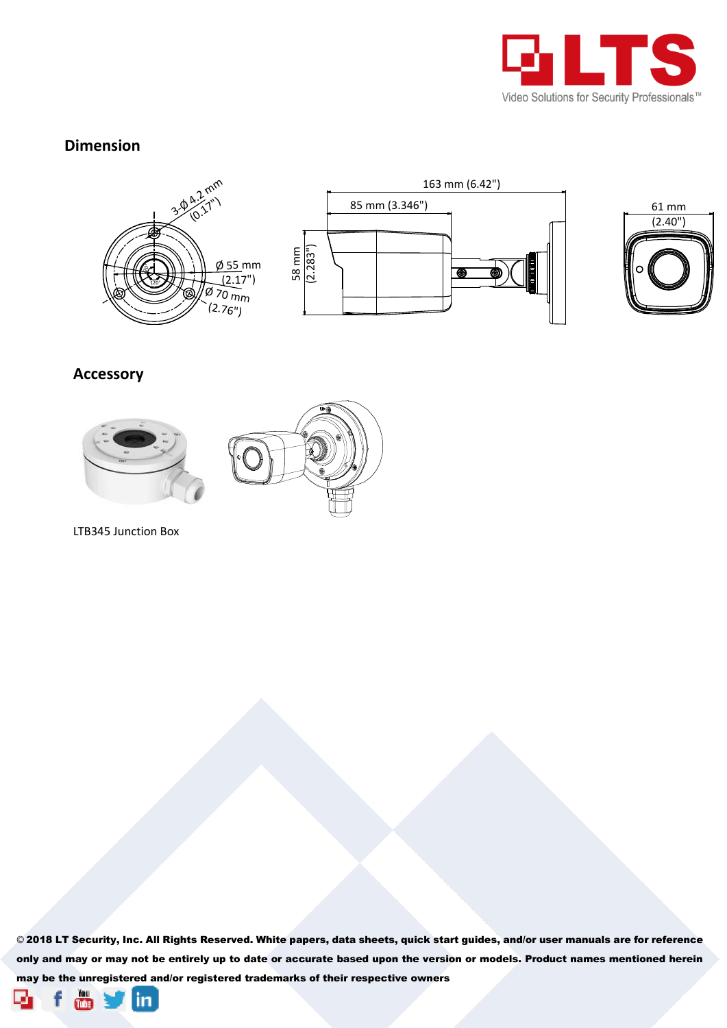## Dimension

3-Ø 4.2 mm
(0.17")

Ø 55 mm
(2.17")

Ø 70 mm
(2.76")

163 mm (6.42")

85 mm (3.346")

58 mm
(2.283")

61 mm
(2.40")

## Accessory

LTB345 Junction Box

© 2018 LT Security, Inc. All Rights Reserved. White papers, data sheets, quick start guides, and/or user manuals are for reference only and may or may not be entirely up to date or accurate based upon the version or models. Product names mentioned herein may be the unregistered and/or registered trademarks of their respective owners